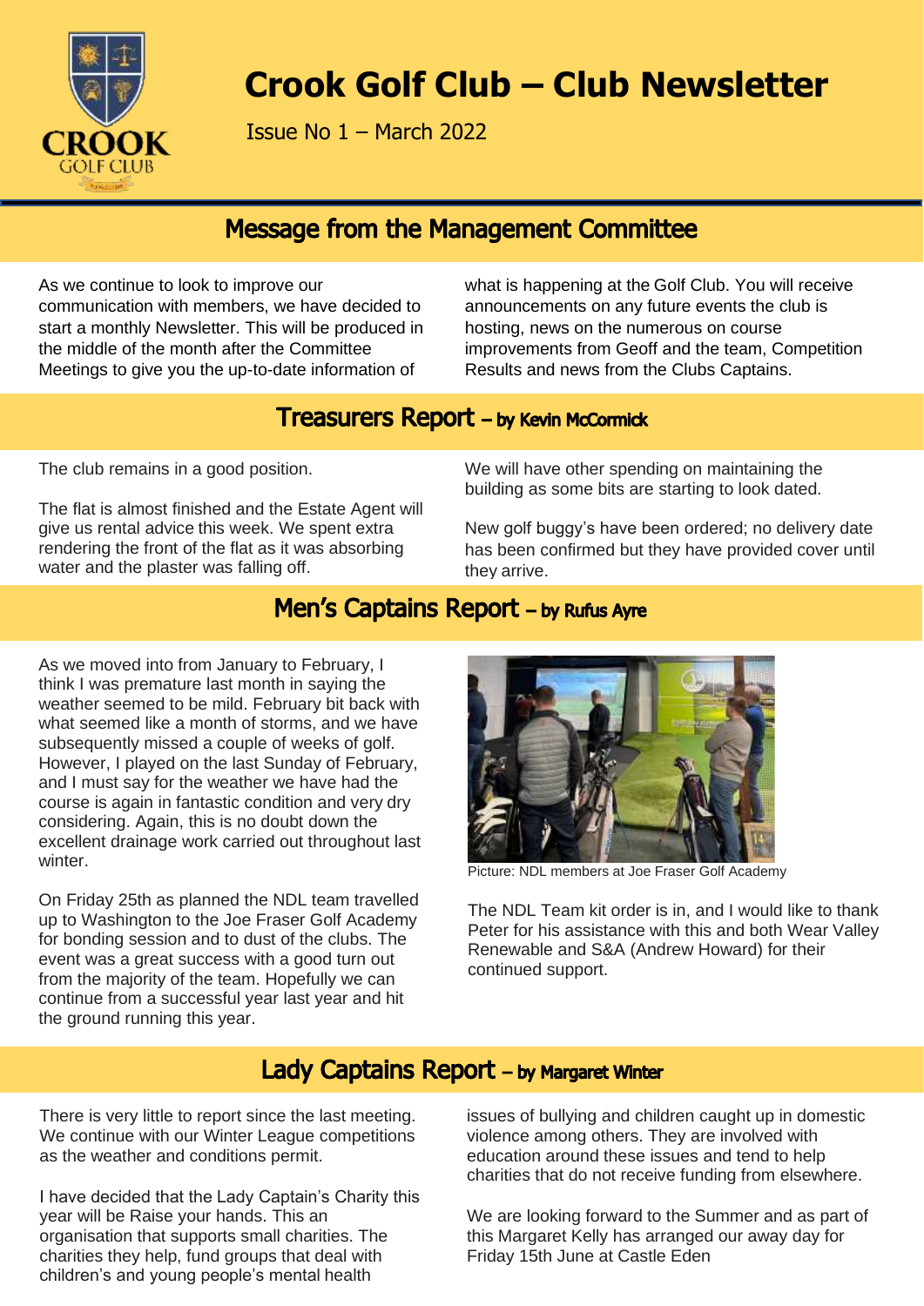# Crook Golf Club – Club Newsletter

Issue No 1 – March 2022

## Message from the Management Committee

As we continue to look to improve our communication with members, we have decided to start a monthly Newsletter. This will be produced in the middle of the month after the Committee Meetings to give you the up-to-date information of what is happening at the Golf Club. You will receive announcements on any future events the club is hosting, news on the numerous on course improvements from Geoff and the team, Competition Results and news from the Clubs Captains.

## Treasurers Report – by Kevin McCormick

The club remains in a good position.

The flat is almost finished and the Estate Agent will give us rental advice this week. We spent extra rendering the front of the flat as it was absorbing water and the plaster was falling off.

We will have other spending on maintaining the building as some bits are starting to look dated.

New golf buggy's have been ordered; no delivery date has been confirmed but they have provided cover until they arrive.

## Men's Captains Report – by Rufus Ayre

As we moved into from January to February, I think I was premature last month in saying the weather seemed to be mild. February bit back with what seemed like a month of storms, and we have subsequently missed a couple of weeks of golf. However, I played on the last Sunday of February, and I must say for the weather we have had the course is again in fantastic condition and very dry considering. Again, this is no doubt down the excellent drainage work carried out throughout last winter.

On Friday 25th as planned the NDL team travelled up to Washington to the Joe Fraser Golf Academy for bonding session and to dust of the clubs. The event was a great success with a good turn out from the majority of the team. Hopefully we can continue from a successful year last year and hit the ground running this year.

Picture: NDL members at Joe Fraser Golf Academy

The NDL Team kit order is in, and I would like to thank Peter for his assistance with this and both Wear Valley Renewable and S&A (Andrew Howard) for their continued support.

## Lady Captains Report – by Margaret Winter

There is very little to report since the last meeting. We continue with our Winter League competitions as the weather and conditions permit.

I have decided that the Lady Captain's Charity this year will be Raise your hands. This an organisation that supports small charities. The charities they help, fund groups that deal with children's and young people's mental health issues of bullying and children caught up in domestic violence among others. They are involved with education around these issues and tend to help charities that do not receive funding from elsewhere.

We are looking forward to the Summer and as part of this Margaret Kelly has arranged our away day for Friday 15th June at Castle Eden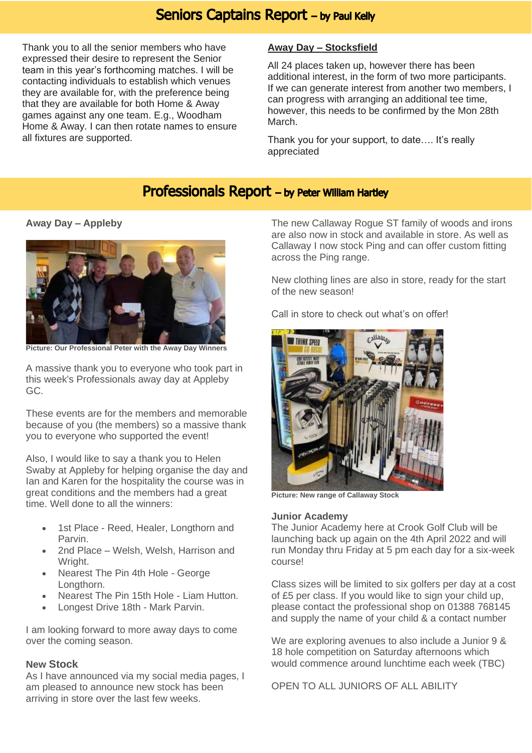## Seniors Captains Report – by Paul Kelly

Thank you to all the senior members who have expressed their desire to represent the Senior team in this year's forthcoming matches. I will be contacting individuals to establish which venues they are available for, with the preference being that they are available for both Home & Away games against any one team. E.g., Woodham Home & Away. I can then rotate names to ensure all fixtures are supported.

**Away Day – Stocksfield**

All 24 places taken up, however there has been additional interest, in the form of two more participants. If we can generate interest from another two members, I can progress with arranging an additional tee time, however, this needs to be confirmed by the Mon 28th March.

Thank you for your support, to date…. It's really appreciated

## Professionals Report – by Peter William Hartley

**Away Day – Appleby**

**Picture: Our Professional Peter with the Away Day Winners**

A massive thank you to everyone who took part in this week's Professionals away day at Appleby GC.

These events are for the members and memorable because of you (the members) so a massive thank you to everyone who supported the event!

Also, I would like to say a thank you to Helen Swaby at Appleby for helping organise the day and Ian and Karen for the hospitality the course was in great conditions and the members had a great time. Well done to all the winners:

- 1st Place - Reed, Healer, Longthorn and Parvin.
- 2nd Place – Welsh, Welsh, Harrison and Wright.
- Nearest The Pin 4th Hole - George Longthorn.
- Nearest The Pin 15th Hole - Liam Hutton.
- Longest Drive 18th - Mark Parvin.

I am looking forward to more away days to come over the coming season.

**New Stock**

As I have announced via my social media pages, I am pleased to announce new stock has been arriving in store over the last few weeks.

The new Callaway Rogue ST family of woods and irons are also now in stock and available in store. As well as Callaway I now stock Ping and can offer custom fitting across the Ping range.

New clothing lines are also in store, ready for the start of the new season!

Call in store to check out what's on offer!

**Picture: New range of Callaway Stock**

**Junior Academy**

The Junior Academy here at Crook Golf Club will be launching back up again on the 4th April 2022 and will run Monday thru Friday at 5 pm each day for a six-week course!

Class sizes will be limited to six golfers per day at a cost of £5 per class. If you would like to sign your child up, please contact the professional shop on 01388 768145 and supply the name of your child & a contact number

We are exploring avenues to also include a Junior 9 & 18 hole competition on Saturday afternoons which would commence around lunchtime each week (TBC)

OPEN TO ALL JUNIORS OF ALL ABILITY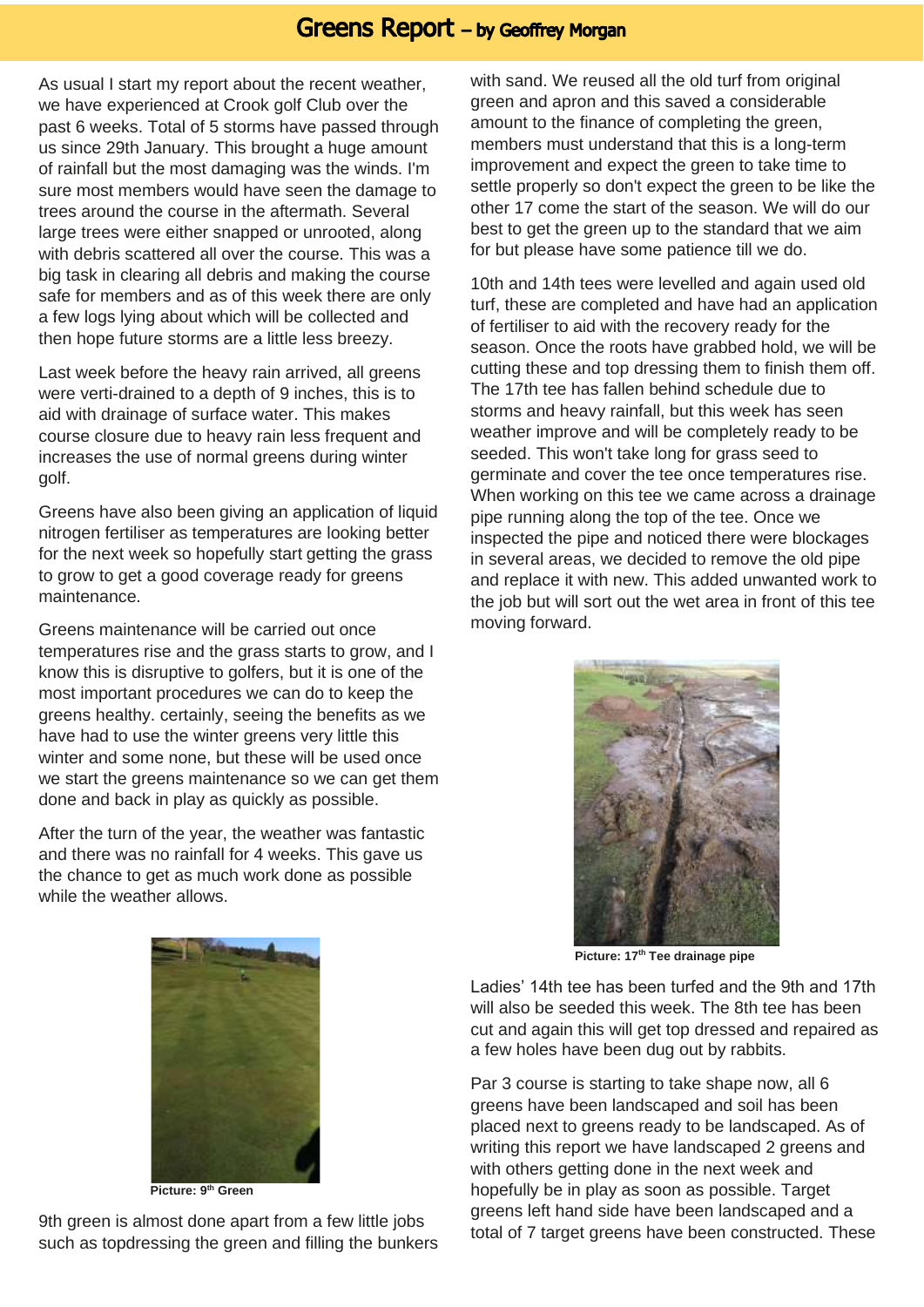# Greens Report – by Geoffrey Morgan

As usual I start my report about the recent weather, we have experienced at Crook golf Club over the past 6 weeks. Total of 5 storms have passed through us since 29th January. This brought a huge amount of rainfall but the most damaging was the winds. I'm sure most members would have seen the damage to trees around the course in the aftermath. Several large trees were either snapped or unrooted, along with debris scattered all over the course. This was a big task in clearing all debris and making the course safe for members and as of this week there are only a few logs lying about which will be collected and then hope future storms are a little less breezy.

Last week before the heavy rain arrived, all greens were verti-drained to a depth of 9 inches, this is to aid with drainage of surface water. This makes course closure due to heavy rain less frequent and increases the use of normal greens during winter golf.

Greens have also been giving an application of liquid nitrogen fertiliser as temperatures are looking better for the next week so hopefully start getting the grass to grow to get a good coverage ready for greens maintenance.

Greens maintenance will be carried out once temperatures rise and the grass starts to grow, and I know this is disruptive to golfers, but it is one of the most important procedures we can do to keep the greens healthy. certainly, seeing the benefits as we have had to use the winter greens very little this winter and some none, but these will be used once we start the greens maintenance so we can get them done and back in play as quickly as possible.

After the turn of the year, the weather was fantastic and there was no rainfall for 4 weeks. This gave us the chance to get as much work done as possible while the weather allows.

Picture: 9th Green

9th green is almost done apart from a few little jobs such as topdressing the green and filling the bunkers with sand. We reused all the old turf from original green and apron and this saved a considerable amount to the finance of completing the green, members must understand that this is a long-term improvement and expect the green to take time to settle properly so don't expect the green to be like the other 17 come the start of the season. We will do our best to get the green up to the standard that we aim for but please have some patience till we do.

10th and 14th tees were levelled and again used old turf, these are completed and have had an application of fertiliser to aid with the recovery ready for the season. Once the roots have grabbed hold, we will be cutting these and top dressing them to finish them off. The 17th tee has fallen behind schedule due to storms and heavy rainfall, but this week has seen weather improve and will be completely ready to be seeded. This won't take long for grass seed to germinate and cover the tee once temperatures rise. When working on this tee we came across a drainage pipe running along the top of the tee. Once we inspected the pipe and noticed there were blockages in several areas, we decided to remove the old pipe and replace it with new. This added unwanted work to the job but will sort out the wet area in front of this tee moving forward.

Picture: 17th Tee drainage pipe

Ladies' 14th tee has been turfed and the 9th and 17th will also be seeded this week. The 8th tee has been cut and again this will get top dressed and repaired as a few holes have been dug out by rabbits.

Par 3 course is starting to take shape now, all 6 greens have been landscaped and soil has been placed next to greens ready to be landscaped. As of writing this report we have landscaped 2 greens and with others getting done in the next week and hopefully be in play as soon as possible. Target greens left hand side have been landscaped and a total of 7 target greens have been constructed. These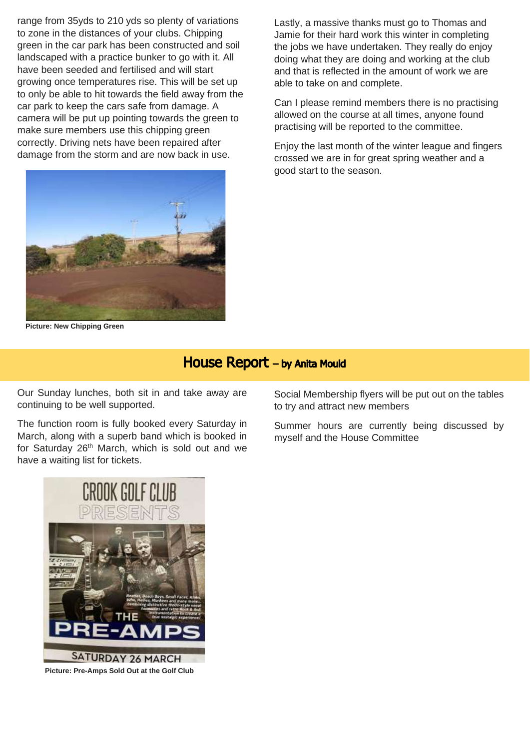range from 35yds to 210 yds so plenty of variations to zone in the distances of your clubs. Chipping green in the car park has been constructed and soil landscaped with a practice bunker to go with it. All have been seeded and fertilised and will start growing once temperatures rise. This will be set up to only be able to hit towards the field away from the car park to keep the cars safe from damage. A camera will be put up pointing towards the green to make sure members use this chipping green correctly. Driving nets have been repaired after damage from the storm and are now back in use.

**Picture: New Chipping Green**

Lastly, a massive thanks must go to Thomas and Jamie for their hard work this winter in completing the jobs we have undertaken. They really do enjoy doing what they are doing and working at the club and that is reflected in the amount of work we are able to take on and complete.

Can I please remind members there is no practising allowed on the course at all times, anyone found practising will be reported to the committee.

Enjoy the last month of the winter league and fingers crossed we are in for great spring weather and a good start to the season.

## House Report – by Anita Mould

Our Sunday lunches, both sit in and take away are continuing to be well supported.

The function room is fully booked every Saturday in March, along with a superb band which is booked in for Saturday 26th March, which is sold out and we have a waiting list for tickets.

**Picture: Pre-Amps Sold Out at the Golf Club**

Social Membership flyers will be put out on the tables to try and attract new members

Summer hours are currently being discussed by myself and the House Committee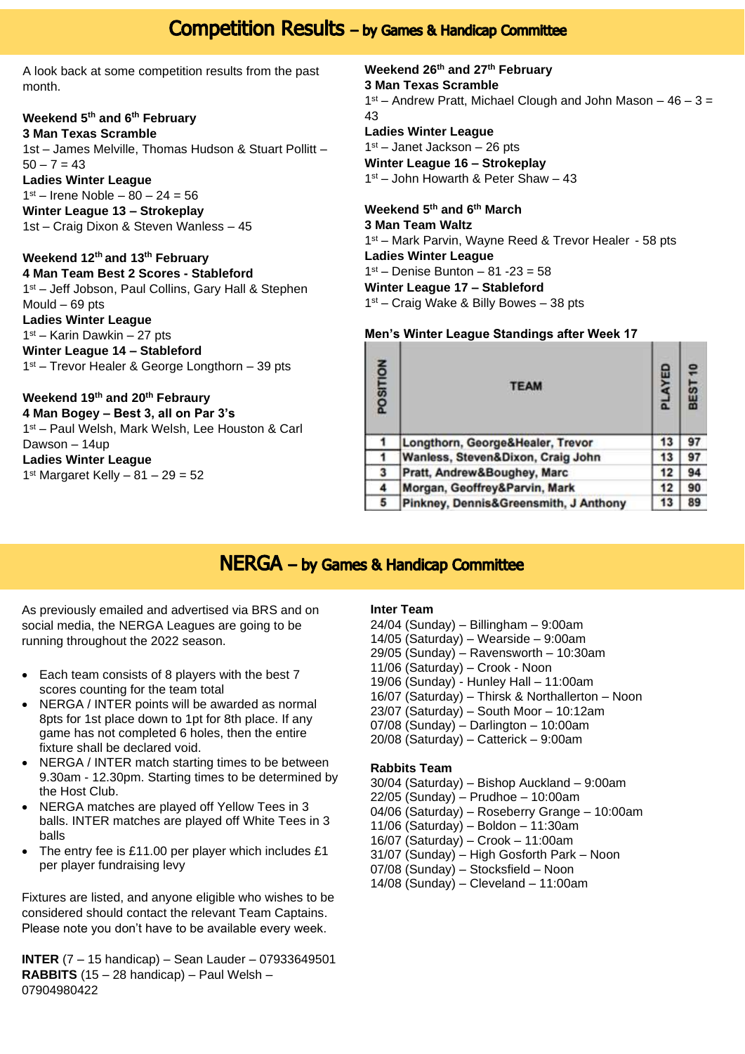# Competition Results – by Games & Handicap Committee

A look back at some competition results from the past month.

**Weekend 5th and 6th February**
**3 Man Texas Scramble**
1st – James Melville, Thomas Hudson & Stuart Pollitt – 50 – 7 = 43
**Ladies Winter League**
1st – Irene Noble – 80 – 24 = 56
**Winter League 13 – Strokeplay**
1st – Craig Dixon & Steven Wanless – 45

**Weekend 12th and 13th February**
**4 Man Team Best 2 Scores - Stableford**
1st – Jeff Jobson, Paul Collins, Gary Hall & Stephen Mould – 69 pts
**Ladies Winter League**
1st – Karin Dawkin – 27 pts
**Winter League 14 – Stableford**
1st – Trevor Healer & George Longthorn – 39 pts

**Weekend 19th and 20th Febraury**
**4 Man Bogey – Best 3, all on Par 3's**
1st – Paul Welsh, Mark Welsh, Lee Houston & Carl Dawson – 14up
**Ladies Winter League**
1st Margaret Kelly – 81 – 29 = 52

**Weekend 26th and 27th February**
**3 Man Texas Scramble**
1st – Andrew Pratt, Michael Clough and John Mason – 46 – 3 = 43
**Ladies Winter League**
1st – Janet Jackson – 26 pts
**Winter League 16 – Strokeplay**
1st – John Howarth & Peter Shaw – 43

**Weekend 5th and 6th March**
**3 Man Team Waltz**
1st – Mark Parvin, Wayne Reed & Trevor Healer - 58 pts
**Ladies Winter League**
1st – Denise Bunton – 81 -23 = 58
**Winter League 17 – Stableford**
1st – Craig Wake & Billy Bowes – 38 pts

**Men's Winter League Standings after Week 17**

| POSITION | TEAM | PLAYED | BEST 10 |
|---|---|---|---|
| 1 | Longthorn, George&Healer, Trevor | 13 | 97 |
| 1 | Wanless, Steven&Dixon, Craig John | 13 | 97 |
| 3 | Pratt, Andrew&Boughey, Marc | 12 | 94 |
| 4 | Morgan, Geoffrey&Parvin, Mark | 12 | 90 |
| 5 | Pinkney, Dennis&Greensmith, J Anthony | 13 | 89 |

# NERGA – by Games & Handicap Committee

As previously emailed and advertised via BRS and on social media, the NERGA Leagues are going to be running throughout the 2022 season.

- Each team consists of 8 players with the best 7 scores counting for the team total
- NERGA / INTER points will be awarded as normal 8pts for 1st place down to 1pt for 8th place. If any game has not completed 6 holes, then the entire fixture shall be declared void.
- NERGA / INTER match starting times to be between 9.30am - 12.30pm. Starting times to be determined by the Host Club.
- NERGA matches are played off Yellow Tees in 3 balls. INTER matches are played off White Tees in 3 balls
- The entry fee is £11.00 per player which includes £1 per player fundraising levy

Fixtures are listed, and anyone eligible who wishes to be considered should contact the relevant Team Captains. Please note you don't have to be available every week.

**INTER** (7 – 15 handicap) – Sean Lauder – 07933649501
**RABBITS** (15 – 28 handicap) – Paul Welsh – 07904980422

**Inter Team**
24/04 (Sunday) – Billingham – 9:00am
14/05 (Saturday) – Wearside – 9:00am
29/05 (Sunday) – Ravensworth – 10:30am
11/06 (Saturday) – Crook - Noon
19/06 (Sunday) - Hunley Hall – 11:00am
16/07 (Saturday) – Thirsk & Northallerton – Noon
23/07 (Saturday) – South Moor – 10:12am
07/08 (Sunday) – Darlington – 10:00am
20/08 (Saturday) – Catterick – 9:00am

**Rabbits Team**
30/04 (Saturday) – Bishop Auckland – 9:00am
22/05 (Sunday) – Prudhoe – 10:00am
04/06 (Saturday) – Roseberry Grange – 10:00am
11/06 (Saturday) – Boldon – 11:30am
16/07 (Saturday) – Crook – 11:00am
31/07 (Sunday) – High Gosforth Park – Noon
07/08 (Sunday) – Stocksfield – Noon
14/08 (Sunday) – Cleveland – 11:00am